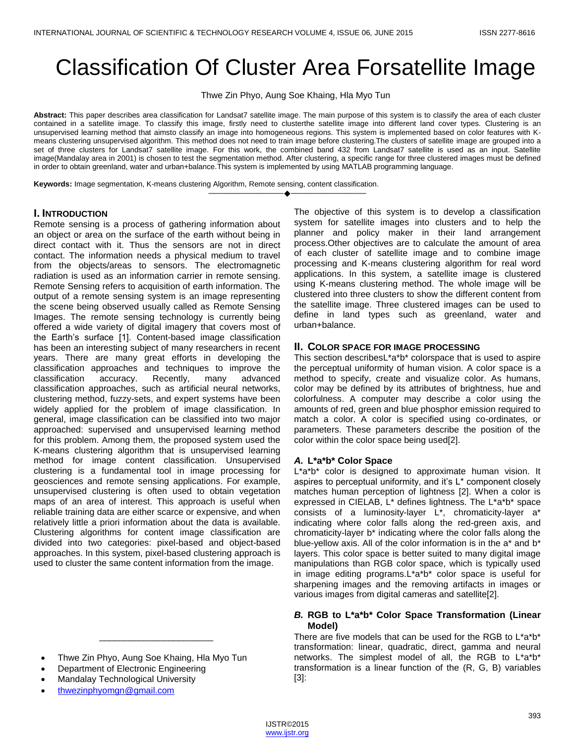# Classification Of Cluster Area Forsatellite Image

Thwe Zin Phyo, Aung Soe Khaing, Hla Myo Tun

**Abstract:** This paper describes area classification for Landsat7 satellite image. The main purpose of this system is to classify the area of each cluster contained in a satellite image. To classify this image, firstly need to clusterthe satellite image into different land cover types. Clustering is an unsupervised learning method that aimsto classify an image into homogeneous regions. This system is implemented based on color features with K-means clustering unsupervised algorithm. This method does not need to train image before clustering.The clusters of satellite image are grouped into a set of three clusters for Landsat7 satellite image. For this work, the combined band 432 from Landsat7 satellite is used as an input. Satellite image(Mandalay area in 2001) is chosen to test the segmentation method. After clustering, a specific range for three clustered images must be defined in order to obtain greenland, water and urban+balance.This system is implemented by using MATLAB programming language.

**Keywords:** Image segmentation, K-means clustering Algorithm, Remote sensing, content classification.

---

## I. Introduction

Remote sensing is a process of gathering information about an object or area on the surface of the earth without being in direct contact with it. Thus the sensors are not in direct contact. The information needs a physical medium to travel from the objects/areas to sensors. The electromagnetic radiation is used as an information carrier in remote sensing. Remote Sensing refers to acquisition of earth information. The output of a remote sensing system is an image representing the scene being observed usually called as Remote Sensing Images. The remote sensing technology is currently being offered a wide variety of digital imagery that covers most of the Earth's surface [1]. Content-based image classification has been an interesting subject of many researchers in recent years. There are many great efforts in developing the classification approaches and techniques to improve the classification accuracy. Recently, many advanced classification approaches, such as artificial neural networks, clustering method, fuzzy-sets, and expert systems have been widely applied for the problem of image classification. In general, image classification can be classified into two major approached: supervised and unsupervised learning method for this problem. Among them, the proposed system used the K-means clustering algorithm that is unsupervised learning method for image content classification. Unsupervised clustering is a fundamental tool in image processing for geosciences and remote sensing applications. For example, unsupervised clustering is often used to obtain vegetation maps of an area of interest. This approach is useful when reliable training data are either scarce or expensive, and when relatively little a priori information about the data is available. Clustering algorithms for content image classification are divided into two categories: pixel-based and object-based approaches. In this system, pixel-based clustering approach is used to cluster the same content information from the image.

- Thwe Zin Phyo, Aung Soe Khaing, Hla Myo Tun
- Department of Electronic Engineering
- Mandalay Technological University
- thwezinphyomgn@gmail.com

The objective of this system is to develop a classification system for satellite images into clusters and to help the planner and policy maker in their land arrangement process.Other objectives are to calculate the amount of area of each cluster of satellite image and to combine image processing and K-means clustering algorithm for real word applications. In this system, a satellite image is clustered using K-means clustering method. The whole image will be clustered into three clusters to show the different content from the satellite image. Three clustered images can be used to define in land types such as greenland, water and urban+balance.

## II. Color Space for Image Processing

This section describesL*a*b* colorspace that is used to aspire the perceptual uniformity of human vision. A color space is a method to specify, create and visualize color. As humans, color may be defined by its attributes of brightness, hue and colorfulness. A computer may describe a color using the amounts of red, green and blue phosphor emission required to match a color. A color is specified using co-ordinates, or parameters. These parameters describe the position of the color within the color space being used[2].

### *A.* L*a*b* Color Space

L*a*b* color is designed to approximate human vision. It aspires to perceptual uniformity, and it's L* component closely matches human perception of lightness [2]. When a color is expressed in CIELAB, L* defines lightness. The L*a*b* space consists of a luminosity-layer L*, chromaticity-layer a* indicating where color falls along the red-green axis, and chromaticity-layer b* indicating where the color falls along the blue-yellow axis. All of the color information is in the a* and b* layers. This color space is better suited to many digital image manipulations than RGB color space, which is typically used in image editing programs.L*a*b* color space is useful for sharpening images and the removing artifacts in images or various images from digital cameras and satellite[2].

### *B.* RGB to L*a*b* Color Space Transformation (Linear Model)

There are five models that can be used for the RGB to L*a*b* transformation: linear, quadratic, direct, gamma and neural networks. The simplest model of all, the RGB to L*a*b* transformation is a linear function of the (R, G, B) variables [3]: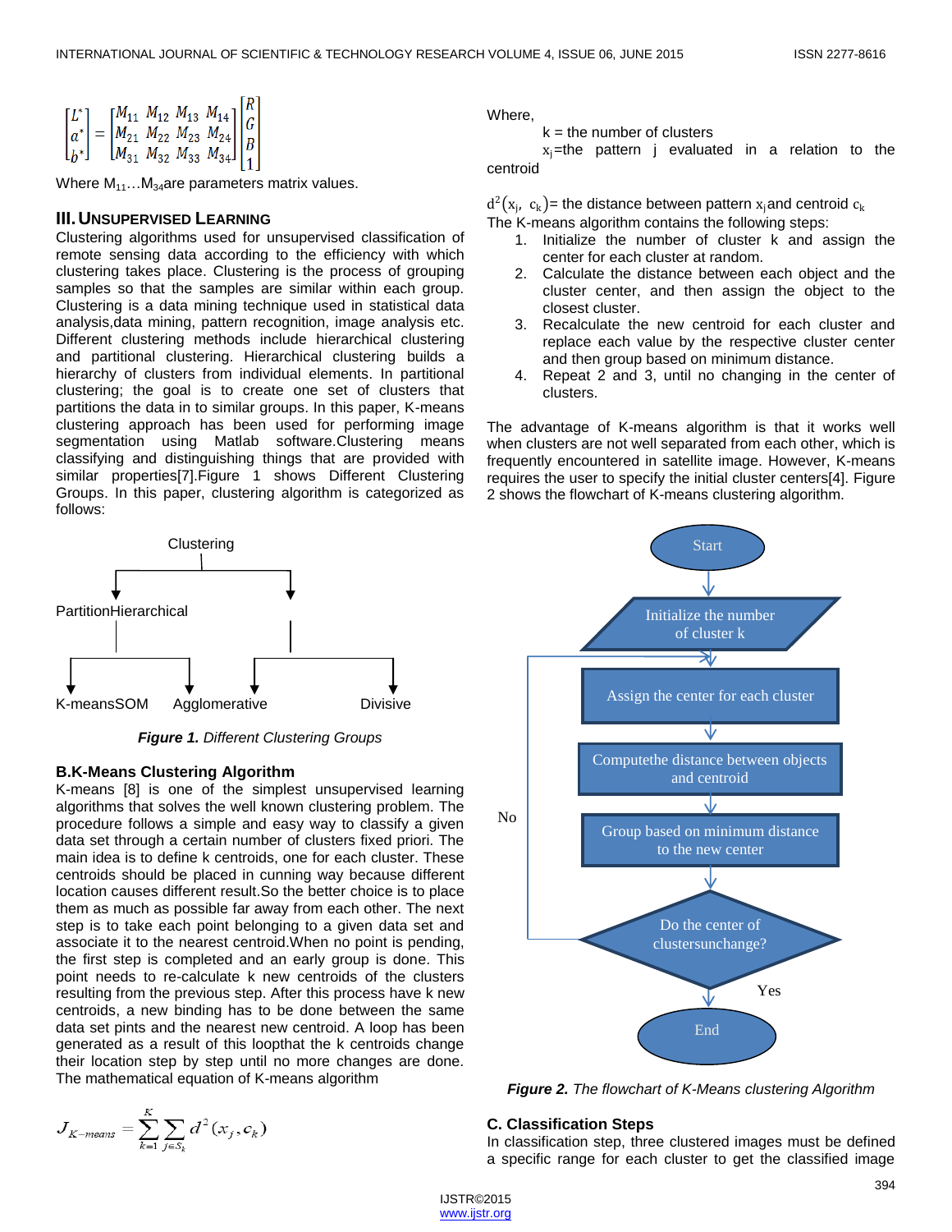$$\begin{bmatrix} L^* \\ a^* \\ b^* \end{bmatrix} = \begin{bmatrix} M_{11} & M_{12} & M_{13} & M_{14} \\ M_{21} & M_{22} & M_{23} & M_{24} \\ M_{31} & M_{32} & M_{33} & M_{34} \end{bmatrix} \begin{bmatrix} R \\ G \\ B \\ 1 \end{bmatrix}$$

Where $M_{11} \ldots M_{34}$ are parameters matrix values.

## III. Unsupervised Learning

Clustering algorithms used for unsupervised classification of remote sensing data according to the efficiency with which clustering takes place. Clustering is the process of grouping samples so that the samples are similar within each group. Clustering is a data mining technique used in statistical data analysis,data mining, pattern recognition, image analysis etc. Different clustering methods include hierarchical clustering and partitional clustering. Hierarchical clustering builds a hierarchy of clusters from individual elements. In partitional clustering; the goal is to create one set of clusters that partitions the data in to similar groups. In this paper, K-means clustering approach has been used for performing image segmentation using Matlab software.Clustering means classifying and distinguishing things that are provided with similar properties[7].Figure 1 shows Different Clustering Groups. In this paper, clustering algorithm is categorized as follows:

Clustering

Partition Hierarchical

K-means SOM Agglomerative Divisive

***Figure 1.** Different Clustering Groups*

### B. K-Means Clustering Algorithm

K-means [8] is one of the simplest unsupervised learning algorithms that solves the well known clustering problem. The procedure follows a simple and easy way to classify a given data set through a certain number of clusters fixed priori. The main idea is to define k centroids, one for each cluster. These centroids should be placed in cunning way because different location causes different result.So the better choice is to place them as much as possible far away from each other. The next step is to take each point belonging to a given data set and associate it to the nearest centroid.When no point is pending, the first step is completed and an early group is done. This point needs to re-calculate k new centroids of the clusters resulting from the previous step. After this process have k new centroids, a new binding has to be done between the same data set pints and the nearest new centroid. A loop has been generated as a result of this loopthat the k centroids change their location step by step until no more changes are done. The mathematical equation of K-means algorithm

$$J_{K-means} = \sum_{k=1}^{K} \sum_{j \in S_k} d^2(x_j, c_k)$$

Where,

k = the number of clusters

$x_j$=the pattern j evaluated in a relation to the centroid

$d^2(x_j, c_k)$= the distance between pattern $x_j$ and centroid $c_k$

The K-means algorithm contains the following steps:

1. Initialize the number of cluster k and assign the center for each cluster at random.
2. Calculate the distance between each object and the cluster center, and then assign the object to the closest cluster.
3. Recalculate the new centroid for each cluster and replace each value by the respective cluster center and then group based on minimum distance.
4. Repeat 2 and 3, until no changing in the center of clusters.

The advantage of K-means algorithm is that it works well when clusters are not well separated from each other, which is frequently encountered in satellite image. However, K-means requires the user to specify the initial cluster centers[4]. Figure 2 shows the flowchart of K-means clustering algorithm.

Start → Initialize the number of cluster k → Assign the center for each cluster → Computethe distance between objects and centroid → Group based on minimum distance to the new center → Do the center of clustersunchange? (No → back to Assign the center for each cluster; Yes → End)

***Figure 2.** The flowchart of K-Means clustering Algorithm*

### C. Classification Steps

In classification step, three clustered images must be defined a specific range for each cluster to get the classified image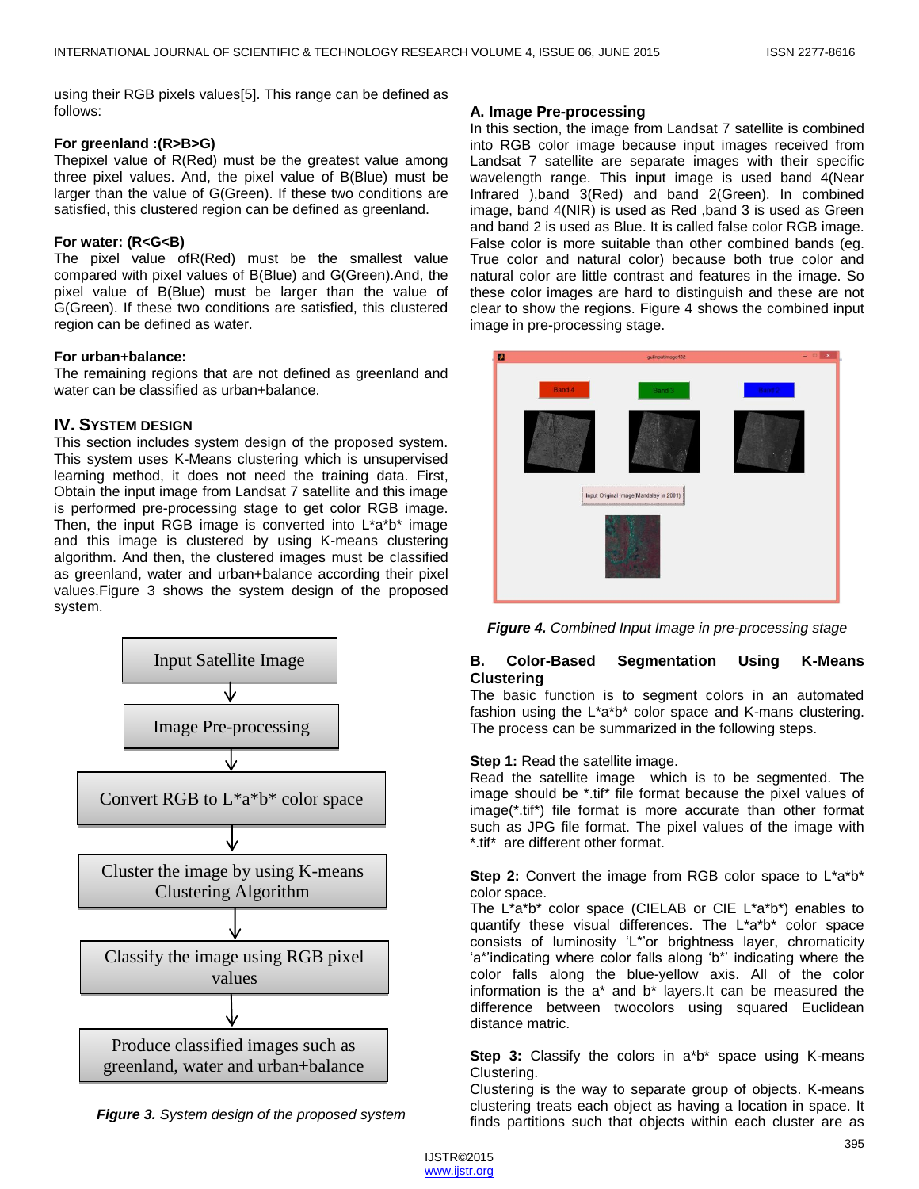using their RGB pixels values[5]. This range can be defined as follows:

**For greenland :(R>B>G)**
Thepixel value of R(Red) must be the greatest value among three pixel values. And, the pixel value of B(Blue) must be larger than the value of G(Green). If these two conditions are satisfied, this clustered region can be defined as greenland.

**For water: (R<G<B)**
The pixel value ofR(Red) must be the smallest value compared with pixel values of B(Blue) and G(Green).And, the pixel value of B(Blue) must be larger than the value of G(Green). If these two conditions are satisfied, this clustered region can be defined as water.

**For urban+balance:**
The remaining regions that are not defined as greenland and water can be classified as urban+balance.

## IV. System Design

This section includes system design of the proposed system. This system uses K-Means clustering which is unsupervised learning method, it does not need the training data. First, Obtain the input image from Landsat 7 satellite and this image is performed pre-processing stage to get color RGB image. Then, the input RGB image is converted into L*a*b* image and this image is clustered by using K-means clustering algorithm. And then, the clustered images must be classified as greenland, water and urban+balance according their pixel values.Figure 3 shows the system design of the proposed system.

Input Satellite Image
↓
Image Pre-processing
↓
Convert RGB to L*a*b* color space
↓
Cluster the image by using K-means Clustering Algorithm
↓
Classify the image using RGB pixel values
↓
Produce classified images such as greenland, water and urban+balance

***Figure 3.*** *System design of the proposed system*

### A. Image Pre-processing

In this section, the image from Landsat 7 satellite is combined into RGB color image because input images received from Landsat 7 satellite are separate images with their specific wavelength range. This input image is used band 4(Near Infrared ),band 3(Red) and band 2(Green). In combined image, band 4(NIR) is used as Red ,band 3 is used as Green and band 2 is used as Blue. It is called false color RGB image. False color is more suitable than other combined bands (eg. True color and natural color) because both true color and natural color are little contrast and features in the image. So these color images are hard to distinguish and these are not clear to show the regions. Figure 4 shows the combined input image in pre-processing stage.

***Figure 4.*** *Combined Input Image in pre-processing stage*

### B. Color-Based Segmentation Using K-Means Clustering

The basic function is to segment colors in an automated fashion using the L*a*b* color space and K-mans clustering. The process can be summarized in the following steps.

**Step 1:** Read the satellite image.
Read the satellite image which is to be segmented. The image should be *.tif* file format because the pixel values of image(*.tif*) file format is more accurate than other format such as JPG file format. The pixel values of the image with *.tif* are different other format.

**Step 2:** Convert the image from RGB color space to L*a*b* color space.
The L*a*b* color space (CIELAB or CIE L*a*b*) enables to quantify these visual differences. The L*a*b* color space consists of luminosity 'L*'or brightness layer, chromaticity 'a*'indicating where color falls along 'b*' indicating where the color falls along the blue-yellow axis. All of the color information is the a* and b* layers.It can be measured the difference between twocolors using squared Euclidean distance matric.

**Step 3:** Classify the colors in a*b* space using K-means Clustering.
Clustering is the way to separate group of objects. K-means clustering treats each object as having a location in space. It finds partitions such that objects within each cluster are as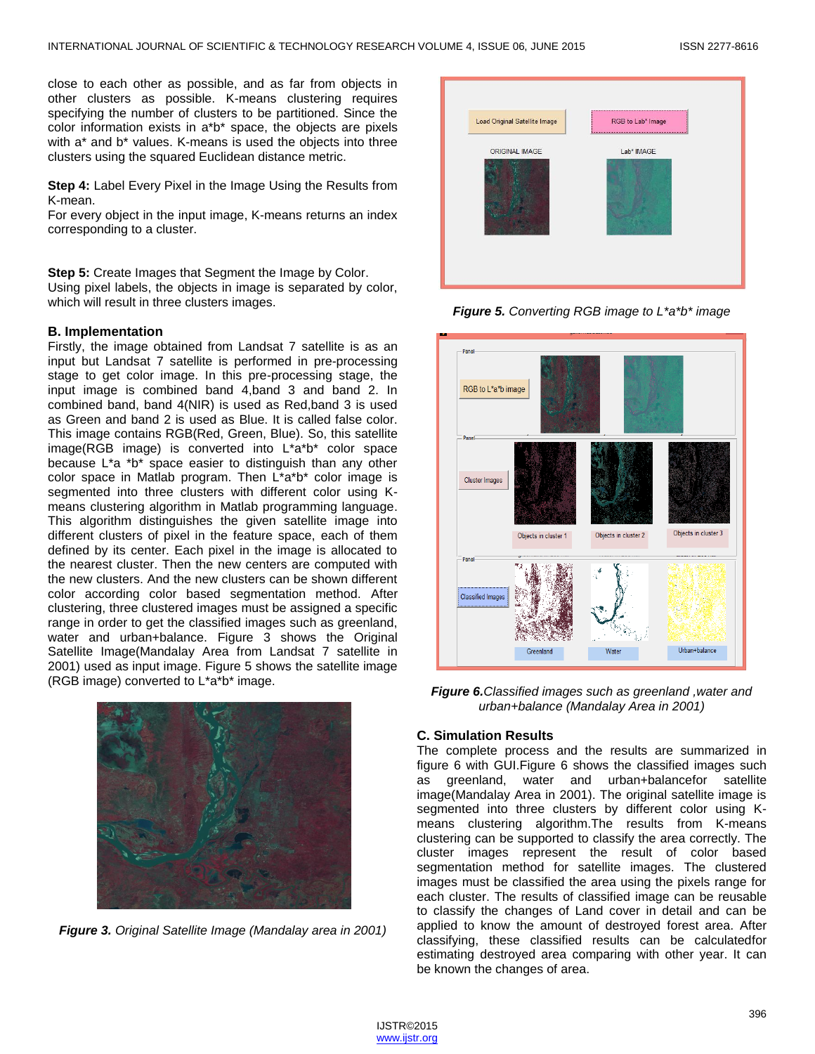close to each other as possible, and as far from objects in other clusters as possible. K-means clustering requires specifying the number of clusters to be partitioned. Since the color information exists in a*b* space, the objects are pixels with a* and b* values. K-means is used the objects into three clusters using the squared Euclidean distance metric.

**Step 4:** Label Every Pixel in the Image Using the Results from K-mean.
For every object in the input image, K-means returns an index corresponding to a cluster.

**Step 5:** Create Images that Segment the Image by Color.
Using pixel labels, the objects in image is separated by color, which will result in three clusters images.

### B. Implementation

Firstly, the image obtained from Landsat 7 satellite is as an input but Landsat 7 satellite is performed in pre-processing stage to get color image. In this pre-processing stage, the input image is combined band 4,band 3 and band 2. In combined band, band 4(NIR) is used as Red,band 3 is used as Green and band 2 is used as Blue. It is called false color. This image contains RGB(Red, Green, Blue). So, this satellite image(RGB image) is converted into L*a*b* color space because L*a *b* space easier to distinguish than any other color space in Matlab program. Then L*a*b* color image is segmented into three clusters with different color using K-means clustering algorithm in Matlab programming language. This algorithm distinguishes the given satellite image into different clusters of pixel in the feature space, each of them defined by its center. Each pixel in the image is allocated to the nearest cluster. Then the new centers are computed with the new clusters. And the new clusters can be shown different color according color based segmentation method. After clustering, three clustered images must be assigned a specific range in order to get the classified images such as greenland, water and urban+balance. Figure 3 shows the Original Satellite Image(Mandalay Area from Landsat 7 satellite in 2001) used as input image. Figure 5 shows the satellite image (RGB image) converted to L*a*b* image.

***Figure 3.*** *Original Satellite Image (Mandalay area in 2001)*

***Figure 5.*** *Converting RGB image to L*a*b* image*

***Figure 6.*** *Classified images such as greenland ,water and urban+balance (Mandalay Area in 2001)*

### C. Simulation Results

The complete process and the results are summarized in figure 6 with GUI.Figure 6 shows the classified images such as greenland, water and urban+balancefor satellite image(Mandalay Area in 2001). The original satellite image is segmented into three clusters by different color using K-means clustering algorithm.The results from K-means clustering can be supported to classify the area correctly. The cluster images represent the result of color based segmentation method for satellite images. The clustered images must be classified the area using the pixels range for each cluster. The results of classified image can be reusable to classify the changes of Land cover in detail and can be applied to know the amount of destroyed forest area. After classifying, these classified results can be calculatedfor estimating destroyed area comparing with other year. It can be known the changes of area.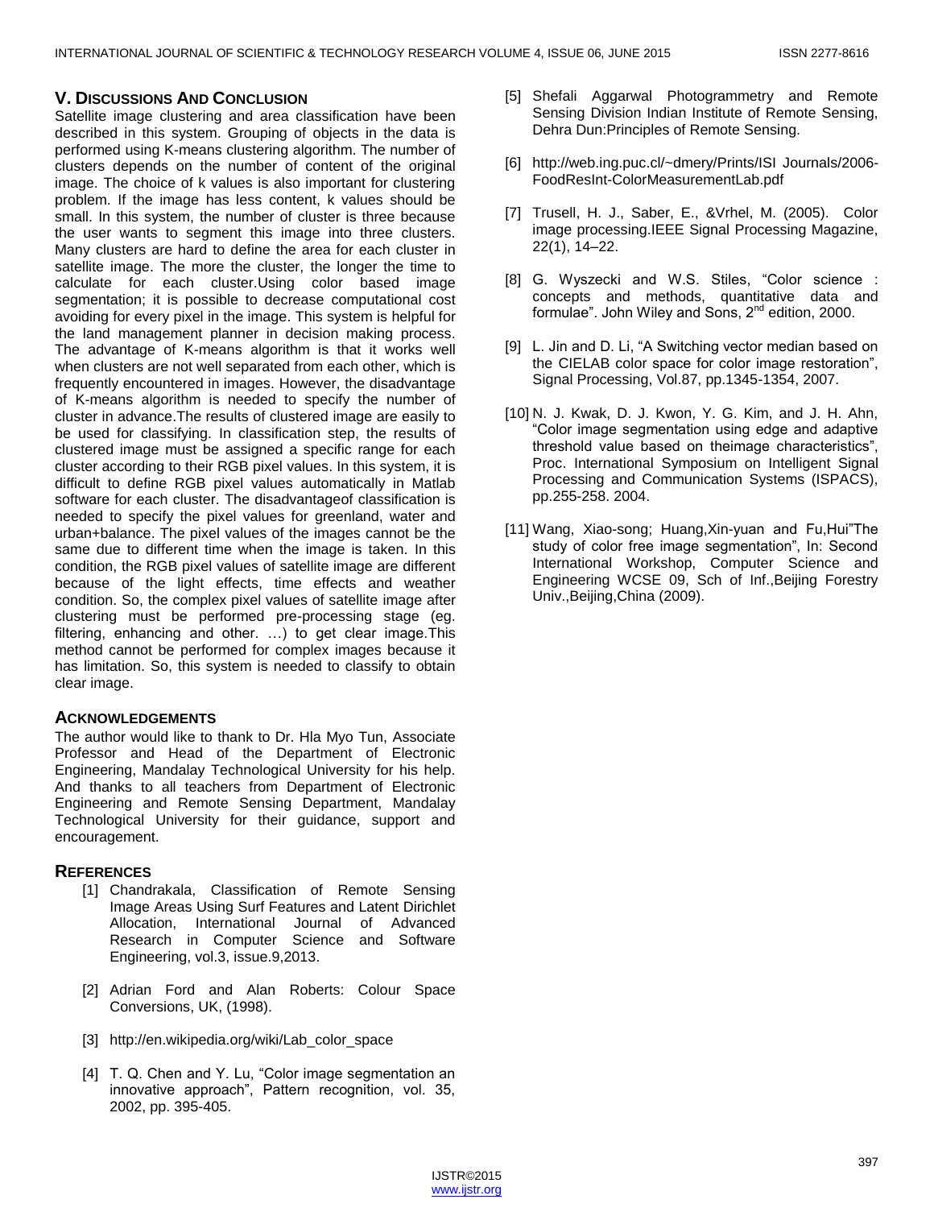## V. Discussions And Conclusion

Satellite image clustering and area classification have been described in this system. Grouping of objects in the data is performed using K-means clustering algorithm. The number of clusters depends on the number of content of the original image. The choice of k values is also important for clustering problem. If the image has less content, k values should be small. In this system, the number of cluster is three because the user wants to segment this image into three clusters. Many clusters are hard to define the area for each cluster in satellite image. The more the cluster, the longer the time to calculate for each cluster.Using color based image segmentation; it is possible to decrease computational cost avoiding for every pixel in the image. This system is helpful for the land management planner in decision making process. The advantage of K-means algorithm is that it works well when clusters are not well separated from each other, which is frequently encountered in images. However, the disadvantage of K-means algorithm is needed to specify the number of cluster in advance.The results of clustered image are easily to be used for classifying. In classification step, the results of clustered image must be assigned a specific range for each cluster according to their RGB pixel values. In this system, it is difficult to define RGB pixel values automatically in Matlab software for each cluster. The disadvantageof classification is needed to specify the pixel values for greenland, water and urban+balance. The pixel values of the images cannot be the same due to different time when the image is taken. In this condition, the RGB pixel values of satellite image are different because of the light effects, time effects and weather condition. So, the complex pixel values of satellite image after clustering must be performed pre-processing stage (eg. filtering, enhancing and other. …) to get clear image.This method cannot be performed for complex images because it has limitation. So, this system is needed to classify to obtain clear image.

## Acknowledgements

The author would like to thank to Dr. Hla Myo Tun, Associate Professor and Head of the Department of Electronic Engineering, Mandalay Technological University for his help. And thanks to all teachers from Department of Electronic Engineering and Remote Sensing Department, Mandalay Technological University for their guidance, support and encouragement.

## References

[1] Chandrakala, Classification of Remote Sensing Image Areas Using Surf Features and Latent Dirichlet Allocation, International Journal of Advanced Research in Computer Science and Software Engineering, vol.3, issue.9,2013.

[2] Adrian Ford and Alan Roberts: Colour Space Conversions, UK, (1998).

[3] http://en.wikipedia.org/wiki/Lab_color_space

[4] T. Q. Chen and Y. Lu, "Color image segmentation an innovative approach", Pattern recognition, vol. 35, 2002, pp. 395-405.

[5] Shefali Aggarwal Photogrammetry and Remote Sensing Division Indian Institute of Remote Sensing, Dehra Dun:Principles of Remote Sensing.

[6] http://web.ing.puc.cl/~dmery/Prints/ISI Journals/2006-FoodResInt-ColorMeasurementLab.pdf

[7] Trusell, H. J., Saber, E., &Vrhel, M. (2005). Color image processing.IEEE Signal Processing Magazine, 22(1), 14–22.

[8] G. Wyszecki and W.S. Stiles, "Color science : concepts and methods, quantitative data and formulae". John Wiley and Sons, 2nd edition, 2000.

[9] L. Jin and D. Li, "A Switching vector median based on the CIELAB color space for color image restoration", Signal Processing, Vol.87, pp.1345-1354, 2007.

[10] N. J. Kwak, D. J. Kwon, Y. G. Kim, and J. H. Ahn, "Color image segmentation using edge and adaptive threshold value based on theimage characteristics", Proc. International Symposium on Intelligent Signal Processing and Communication Systems (ISPACS), pp.255-258. 2004.

[11] Wang, Xiao-song; Huang,Xin-yuan and Fu,Hui"The study of color free image segmentation", In: Second International Workshop, Computer Science and Engineering WCSE 09, Sch of Inf.,Beijing Forestry Univ.,Beijing,China (2009).